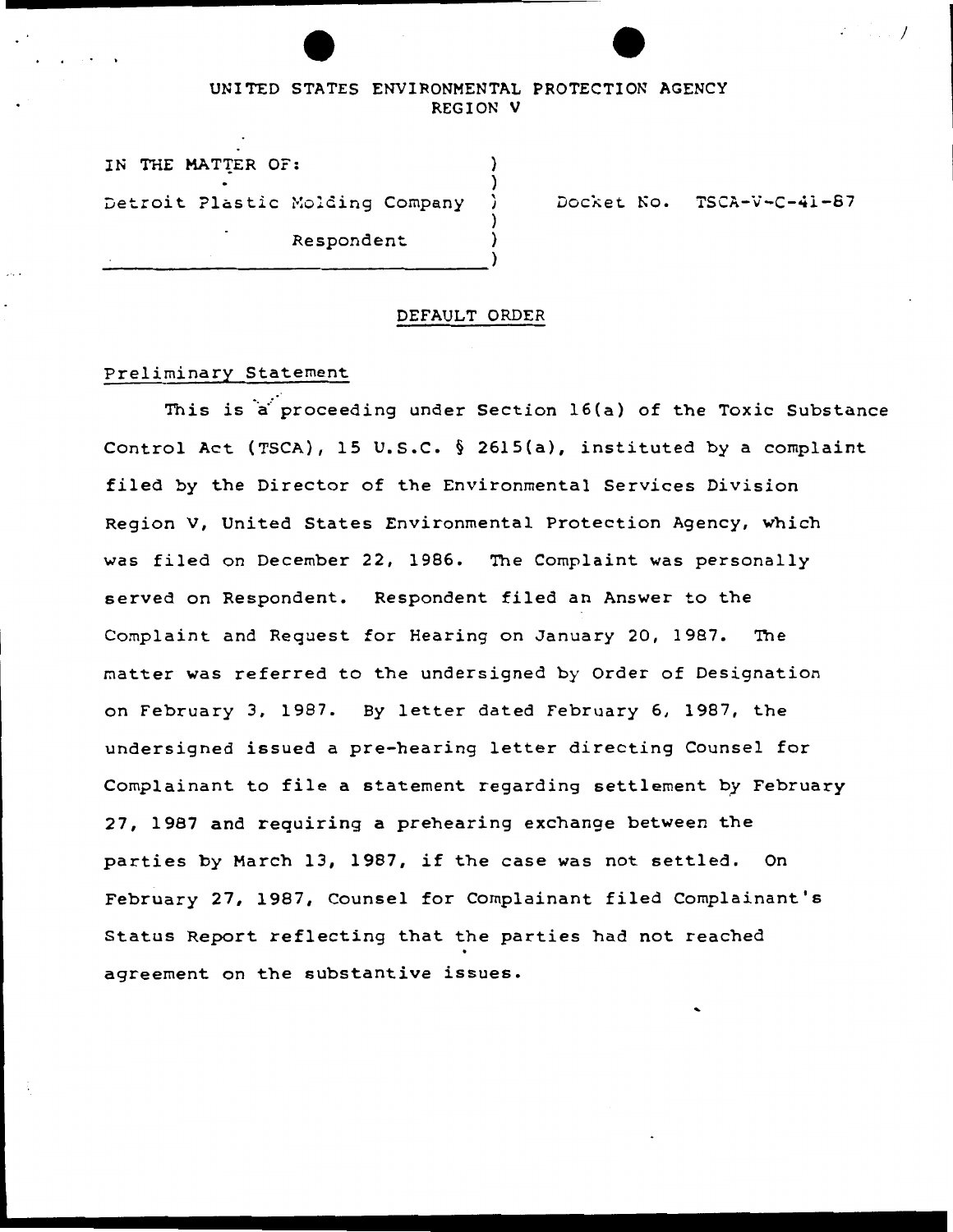UNITED STATES ENVIRONMENTAL PROTECTION AGENCY
REGION V

IN THE MATTER OF:

Detroit Plastic Molding Company

Respondent

Docket No. TSCA-V-C-41-87

## DEFAULT ORDER

### Preliminary Statement

This is a proceeding under Section 16(a) of the Toxic Substance Control Act (TSCA), 15 U.S.C. § 2615(a), instituted by a complaint filed by the Director of the Environmental Services Division Region V, United States Environmental Protection Agency, which was filed on December 22, 1986. The Complaint was personally served on Respondent. Respondent filed an Answer to the Complaint and Request for Hearing on January 20, 1987. The matter was referred to the undersigned by Order of Designation on February 3, 1987. By letter dated February 6, 1987, the undersigned issued a pre-hearing letter directing Counsel for Complainant to file a statement regarding settlement by February 27, 1987 and requiring a prehearing exchange between the parties by March 13, 1987, if the case was not settled. On February 27, 1987, Counsel for Complainant filed Complainant's Status Report reflecting that the parties had not reached agreement on the substantive issues.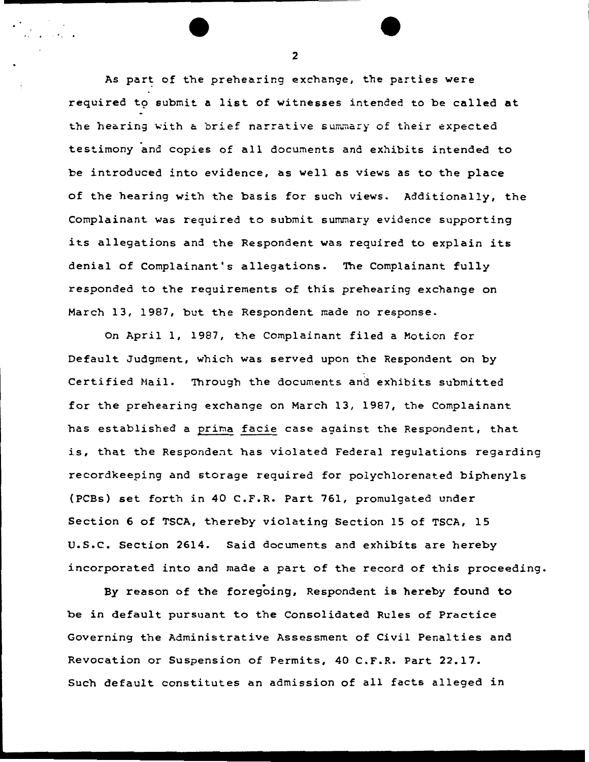As part of the prehearing exchange, the parties were required to submit a list of witnesses intended to be called at the hearing with a brief narrative summary of their expected testimony and copies of all documents and exhibits intended to be introduced into evidence, as well as views as to the place of the hearing with the basis for such views. Additionally, the Complainant was required to submit summary evidence supporting its allegations and the Respondent was required to explain its denial of Complainant's allegations. The Complainant fully responded to the requirements of this prehearing exchange on March 13, 1987, but the Respondent made no response.

On April 1, 1987, the Complainant filed a Motion for Default Judgment, which was served upon the Respondent on by Certified Mail. Through the documents and exhibits submitted for the prehearing exchange on March 13, 1987, the Complainant has established a prima facie case against the Respondent, that is, that the Respondent has violated Federal regulations regarding recordkeeping and storage required for polychlorenated biphenyls (PCBs) set forth in 40 C.F.R. Part 761, promulgated under Section 6 of TSCA, thereby violating Section 15 of TSCA, 15 U.S.C. Section 2614. Said documents and exhibits are hereby incorporated into and made a part of the record of this proceeding.

By reason of the foregoing, Respondent is hereby found to be in default pursuant to the Consolidated Rules of Practice Governing the Administrative Assessment of Civil Penalties and Revocation or Suspension of Permits, 40 C.F.R. Part 22.17. Such default constitutes an admission of all facts alleged in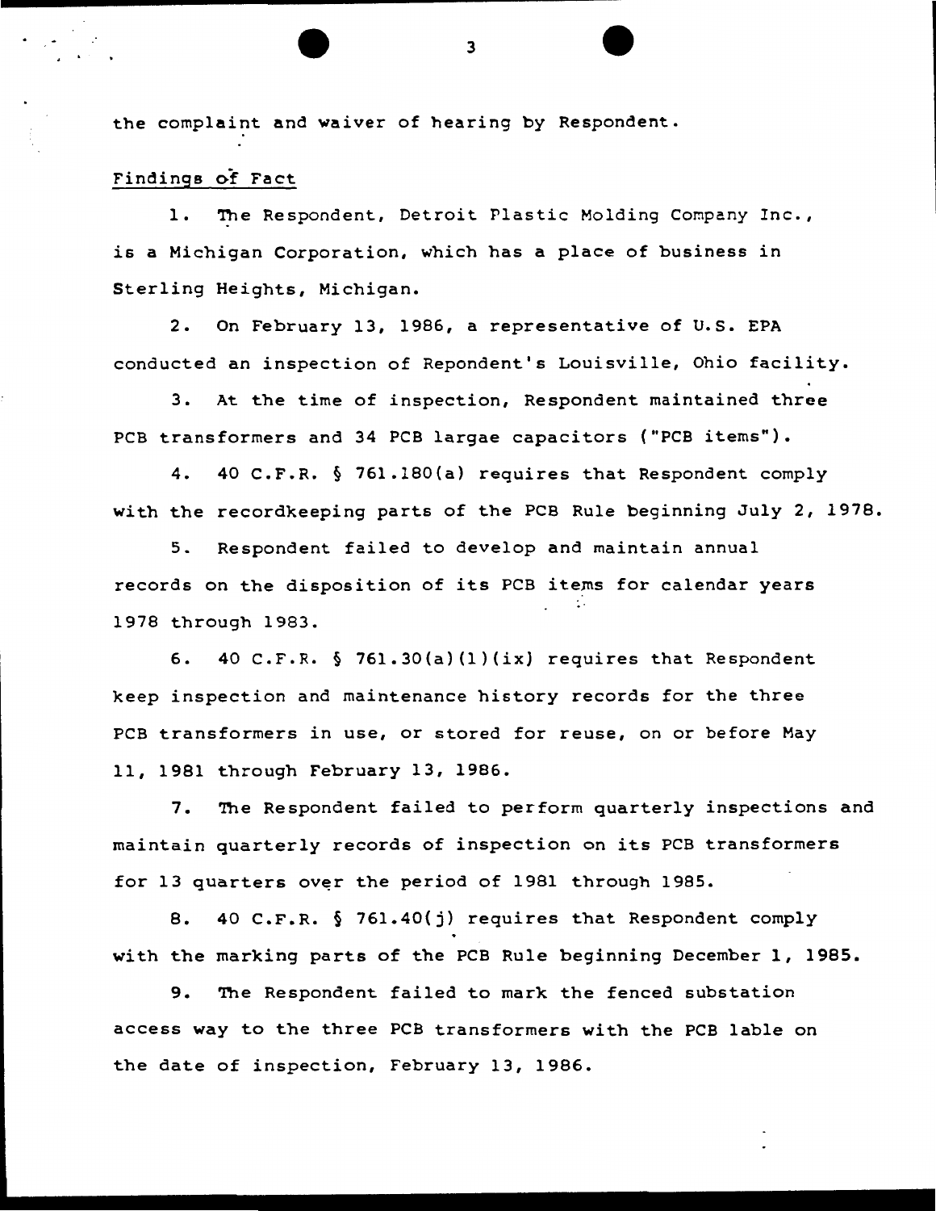the complaint and waiver of hearing by Respondent.

Findings of Fact

1. The Respondent, Detroit Plastic Molding Company Inc., is a Michigan Corporation, which has a place of business in Sterling Heights, Michigan.

2. On February 13, 1986, a representative of U.S. EPA conducted an inspection of Repondent's Louisville, Ohio facility.

3. At the time of inspection, Respondent maintained three PCB transformers and 34 PCB largae capacitors ("PCB items").

4. 40 C.F.R. § 761.180(a) requires that Respondent comply with the recordkeeping parts of the PCB Rule beginning July 2, 1978.

5. Respondent failed to develop and maintain annual records on the disposition of its PCB items for calendar years 1978 through 1983.

6. 40 C.F.R. § 761.30(a)(1)(ix) requires that Respondent keep inspection and maintenance history records for the three PCB transformers in use, or stored for reuse, on or before May 11, 1981 through February 13, 1986.

7. The Respondent failed to perform quarterly inspections and maintain quarterly records of inspection on its PCB transformers for 13 quarters over the period of 1981 through 1985.

8. 40 C.F.R. § 761.40(j) requires that Respondent comply with the marking parts of the PCB Rule beginning December 1, 1985.

9. The Respondent failed to mark the fenced substation access way to the three PCB transformers with the PCB lable on the date of inspection, February 13, 1986.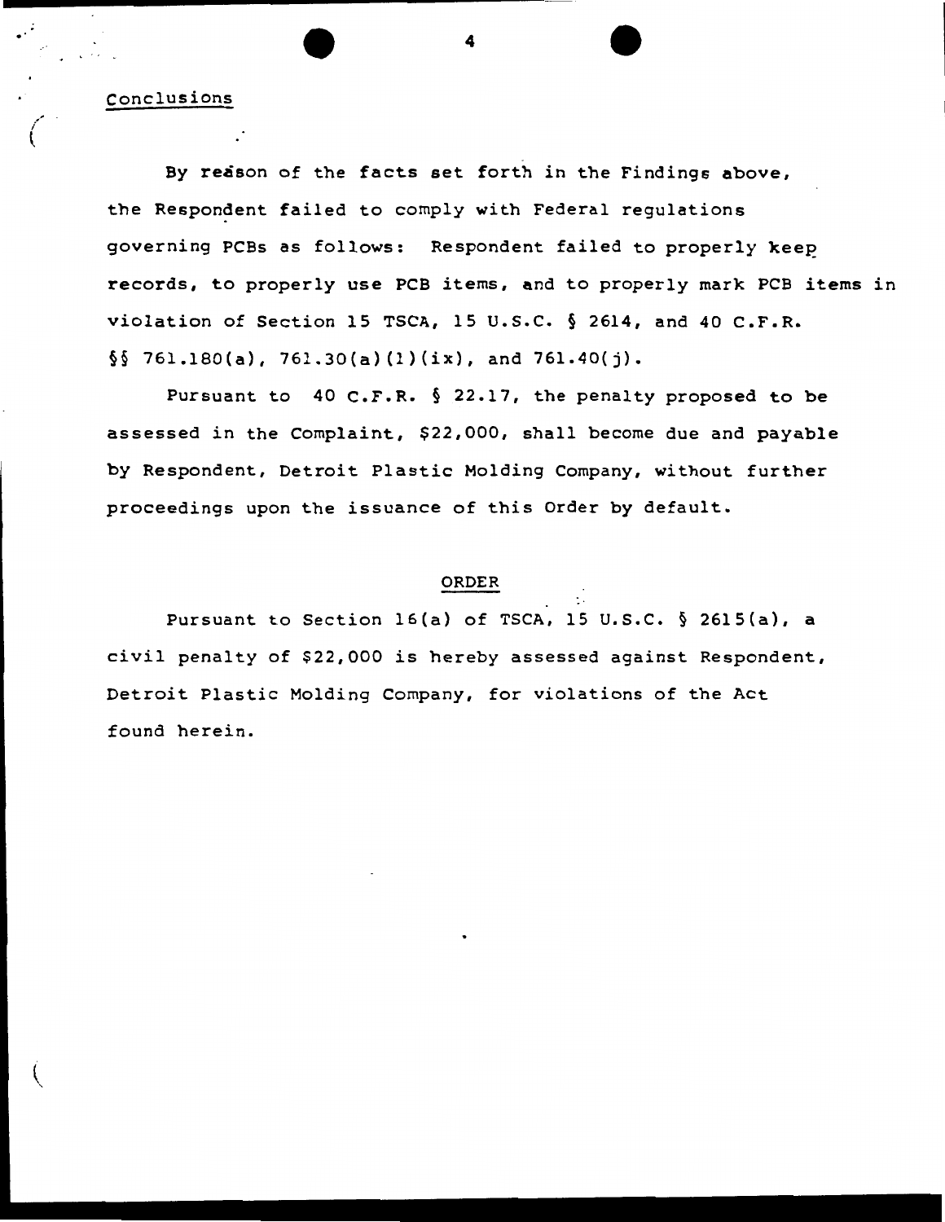## Conclusions

By reason of the facts set forth in the Findings above, the Respondent failed to comply with Federal regulations governing PCBs as follows: Respondent failed to properly keep records, to properly use PCB items, and to properly mark PCB items in violation of Section 15 TSCA, 15 U.S.C. § 2614, and 40 C.F.R. §§ 761.180(a), 761.30(a)(1)(ix), and 761.40(j).

Pursuant to 40 C.F.R. § 22.17, the penalty proposed to be assessed in the Complaint, $22,000, shall become due and payable by Respondent, Detroit Plastic Molding Company, without further proceedings upon the issuance of this Order by default.

## ORDER

Pursuant to Section 16(a) of TSCA, 15 U.S.C. § 2615(a), a civil penalty of $22,000 is hereby assessed against Respondent, Detroit Plastic Molding Company, for violations of the Act found herein.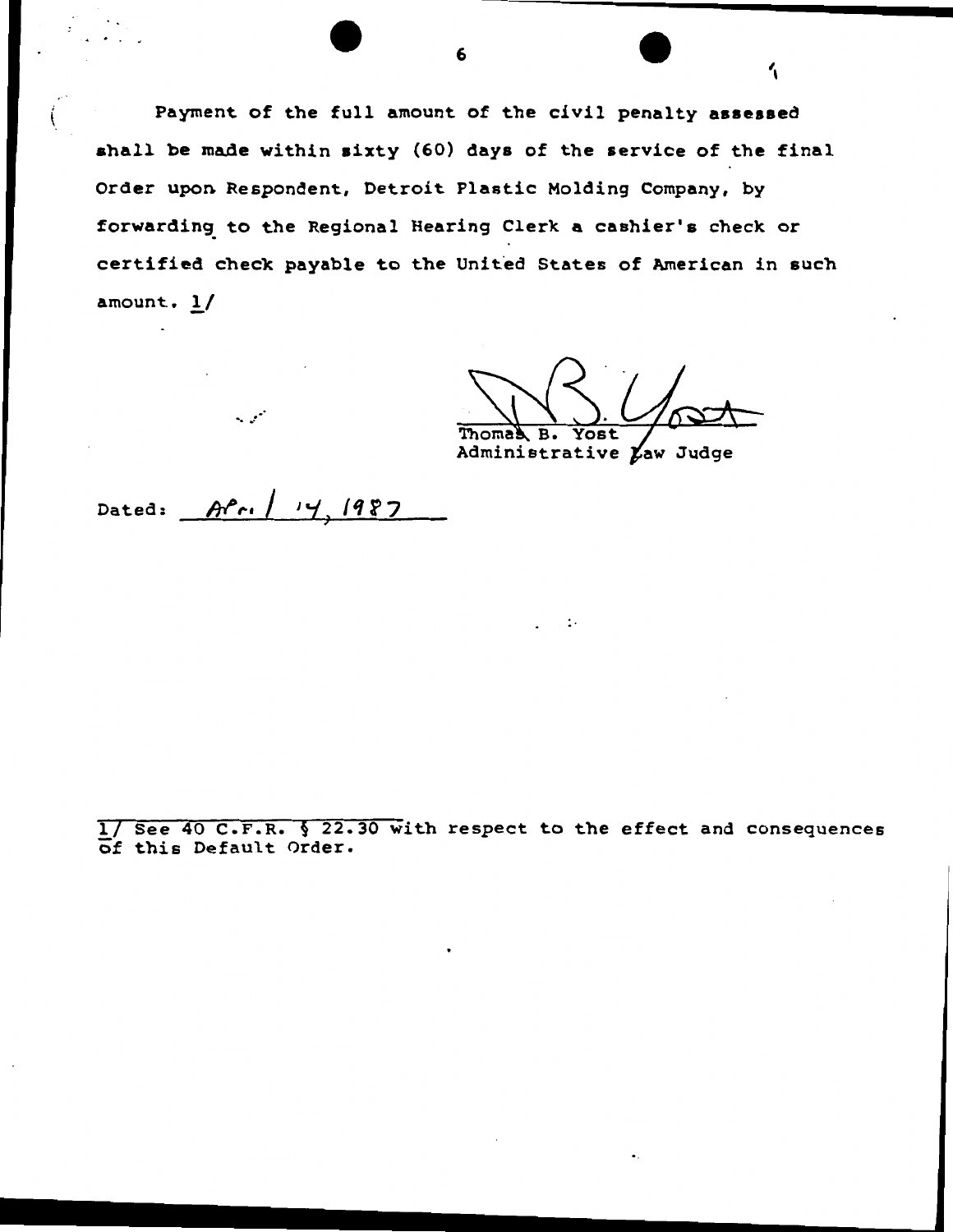Payment of the full amount of the civil penalty assessed shall be made within sixty (60) days of the service of the final Order upon Respondent, Detroit Plastic Molding Company, by forwarding to the Regional Hearing Clerk a cashier's check or certified check payable to the United States of American in such amount. 1/

Thomas B. Yost
Administrative Law Judge

Dated: April 14, 1987

---

1/ See 40 C.F.R. § 22.30 with respect to the effect and consequences of this Default Order.